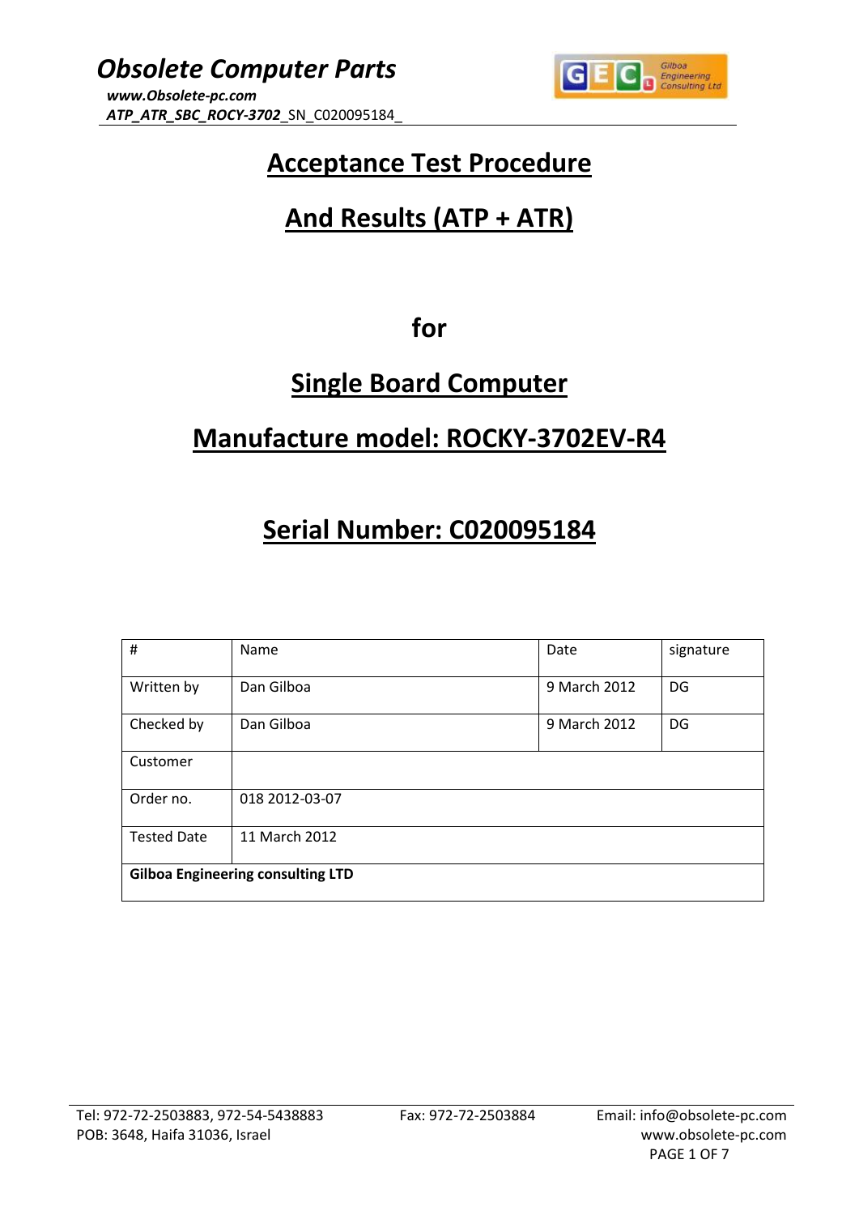# Acceptance Test Procedure

# And Results (ATP + ATR)

## for

## Single Board Computer

## Manufacture model: ROCKY-3702EV-R4

## Serial Number: C020095184

| # | Name | Date | signature |
|---|---|---|---|
| Written by | Dan Gilboa | 9 March 2012 | DG |
| Checked by | Dan Gilboa | 9 March 2012 | DG |
| Customer | | | |
| Order no. | 018 2012-03-07 | | |
| Tested Date | 11 March 2012 | | |
| **Gilboa Engineering consulting LTD** | | | |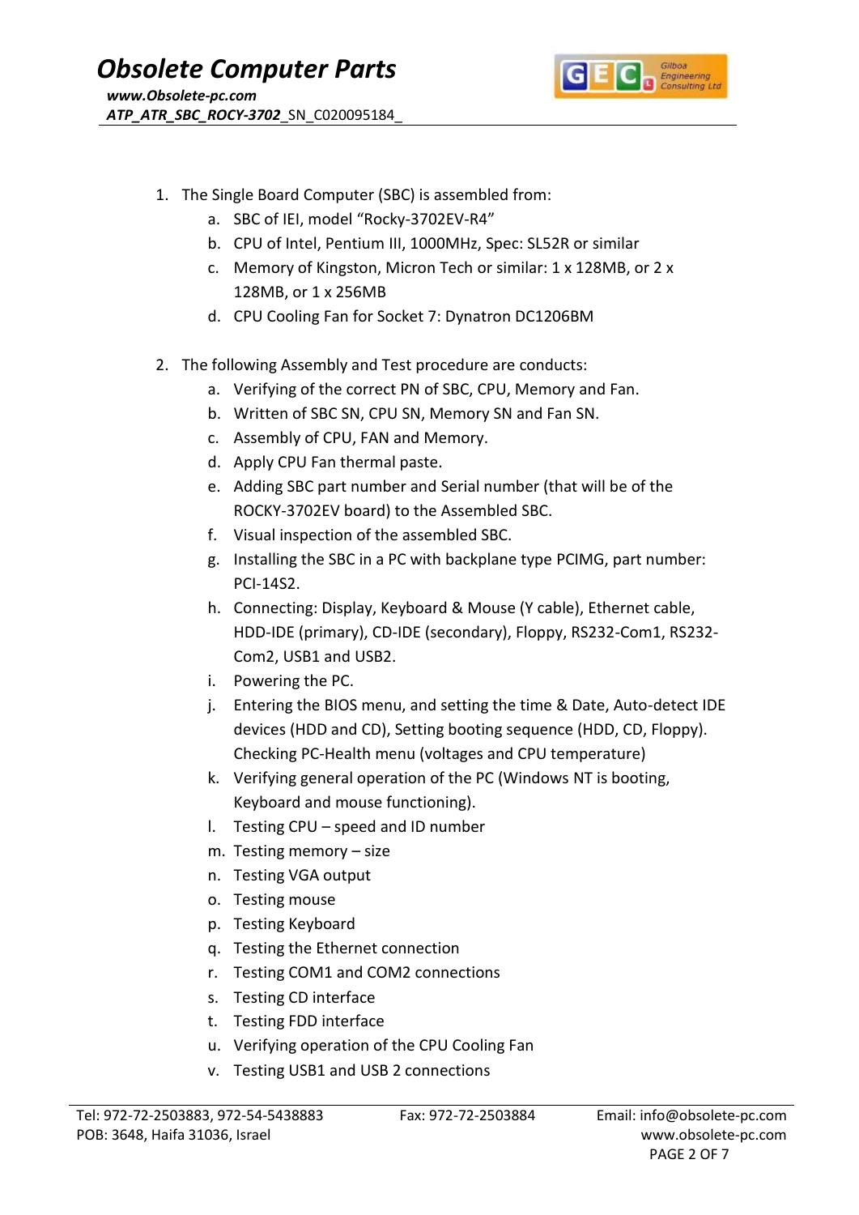1. The Single Board Computer (SBC) is assembled from:
    a. SBC of IEI, model "Rocky-3702EV-R4"
    b. CPU of Intel, Pentium III, 1000MHz, Spec: SL52R or similar
    c. Memory of Kingston, Micron Tech or similar: 1 x 128MB, or 2 x 128MB, or 1 x 256MB
    d. CPU Cooling Fan for Socket 7: Dynatron DC1206BM

2. The following Assembly and Test procedure are conducts:
    a. Verifying of the correct PN of SBC, CPU, Memory and Fan.
    b. Written of SBC SN, CPU SN, Memory SN and Fan SN.
    c. Assembly of CPU, FAN and Memory.
    d. Apply CPU Fan thermal paste.
    e. Adding SBC part number and Serial number (that will be of the ROCKY-3702EV board) to the Assembled SBC.
    f. Visual inspection of the assembled SBC.
    g. Installing the SBC in a PC with backplane type PCIMG, part number: PCI-14S2.
    h. Connecting: Display, Keyboard & Mouse (Y cable), Ethernet cable, HDD-IDE (primary), CD-IDE (secondary), Floppy, RS232-Com1, RS232-Com2, USB1 and USB2.
    i. Powering the PC.
    j. Entering the BIOS menu, and setting the time & Date, Auto-detect IDE devices (HDD and CD), Setting booting sequence (HDD, CD, Floppy). Checking PC-Health menu (voltages and CPU temperature)
    k. Verifying general operation of the PC (Windows NT is booting, Keyboard and mouse functioning).
    l. Testing CPU – speed and ID number
    m. Testing memory – size
    n. Testing VGA output
    o. Testing mouse
    p. Testing Keyboard
    q. Testing the Ethernet connection
    r. Testing COM1 and COM2 connections
    s. Testing CD interface
    t. Testing FDD interface
    u. Verifying operation of the CPU Cooling Fan
    v. Testing USB1 and USB 2 connections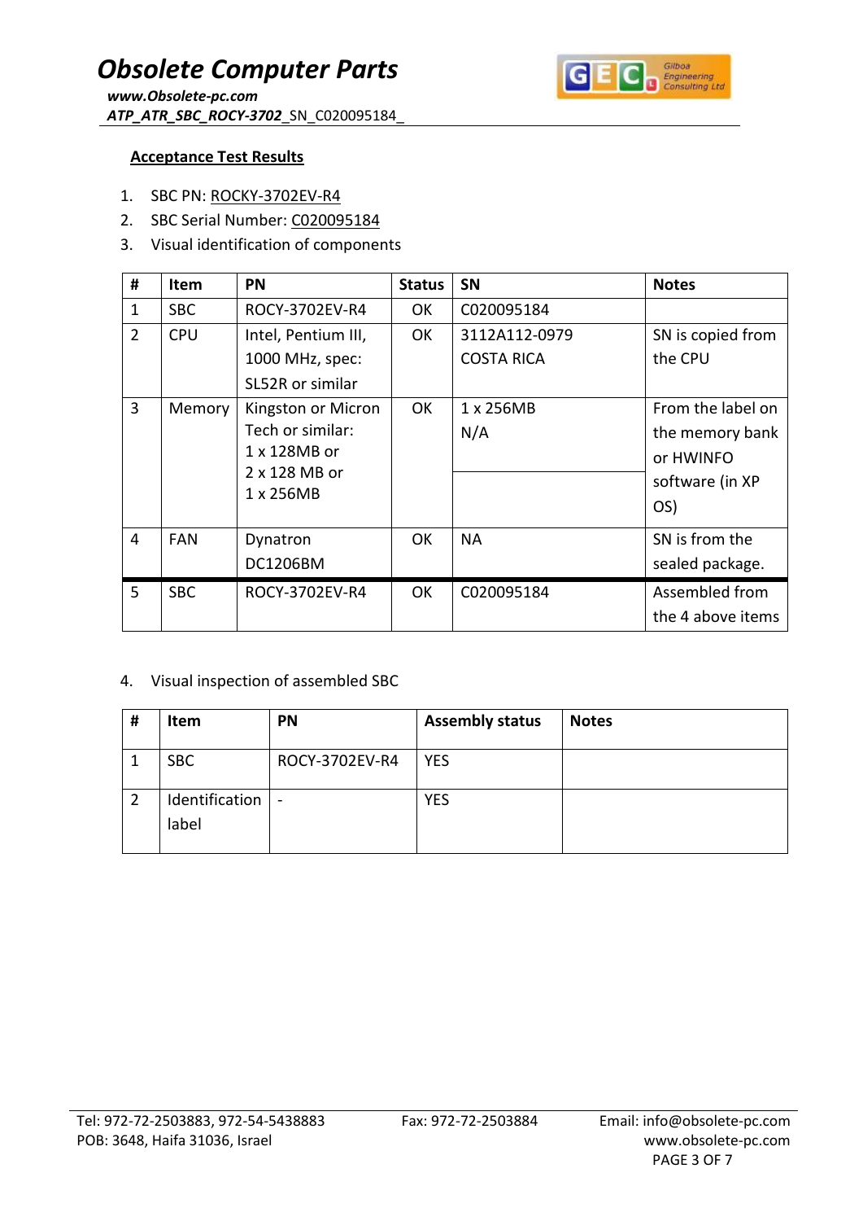## Acceptance Test Results

1. SBC PN: ROCKY-3702EV-R4
2. SBC Serial Number: C020095184
3. Visual identification of components

| # | Item | PN | Status | SN | Notes |
|---|---|---|---|---|---|
| 1 | SBC | ROCY-3702EV-R4 | OK | C020095184 | |
| 2 | CPU | Intel, Pentium III, 1000 MHz, spec: SL52R or similar | OK | 3112A112-0979 COSTA RICA | SN is copied from the CPU |
| 3 | Memory | Kingston or Micron Tech or similar: 1 x 128MB or 2 x 128 MB or 1 x 256MB | OK | 1 x 256MB N/A | From the label on the memory bank or HWINFO software (in XP OS) |
| 4 | FAN | Dynatron DC1206BM | OK | NA | SN is from the sealed package. |
| 5 | SBC | ROCY-3702EV-R4 | OK | C020095184 | Assembled from the 4 above items |

4. Visual inspection of assembled SBC

| # | Item | PN | Assembly status | Notes |
|---|---|---|---|---|
| 1 | SBC | ROCY-3702EV-R4 | YES | |
| 2 | Identification label | - | YES | |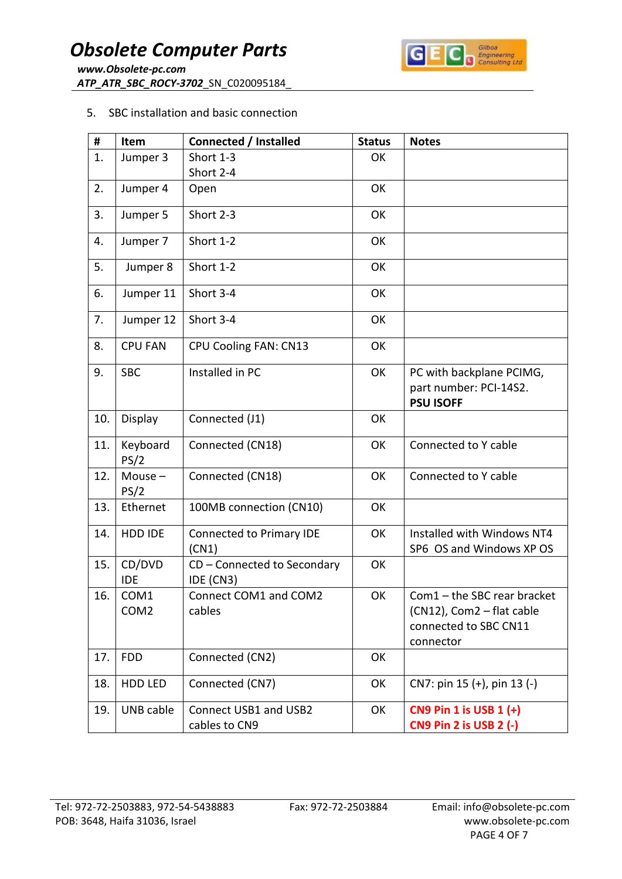5. SBC installation and basic connection

| # | Item | Connected / Installed | Status | Notes |
|---|---|---|---|---|
| 1. | Jumper 3 | Short 1-3<br>Short 2-4 | OK | |
| 2. | Jumper 4 | Open | OK | |
| 3. | Jumper 5 | Short 2-3 | OK | |
| 4. | Jumper 7 | Short 1-2 | OK | |
| 5. | Jumper 8 | Short 1-2 | OK | |
| 6. | Jumper 11 | Short 3-4 | OK | |
| 7. | Jumper 12 | Short 3-4 | OK | |
| 8. | CPU FAN | CPU Cooling FAN: CN13 | OK | |
| 9. | SBC | Installed in PC | OK | PC with backplane PCIMG, part number: PCI-14S2. **PSU ISOFF** |
| 10. | Display | Connected (J1) | OK | |
| 11. | Keyboard PS/2 | Connected (CN18) | OK | Connected to Y cable |
| 12. | Mouse – PS/2 | Connected (CN18) | OK | Connected to Y cable |
| 13. | Ethernet | 100MB connection (CN10) | OK | |
| 14. | HDD IDE | Connected to Primary IDE (CN1) | OK | Installed with Windows NT4 SP6 OS and Windows XP OS |
| 15. | CD/DVD IDE | CD – Connected to Secondary IDE (CN3) | OK | |
| 16. | COM1<br>COM2 | Connect COM1 and COM2 cables | OK | Com1 – the SBC rear bracket (CN12), Com2 – flat cable connected to SBC CN11 connector |
| 17. | FDD | Connected (CN2) | OK | |
| 18. | HDD LED | Connected (CN7) | OK | CN7: pin 15 (+), pin 13 (-) |
| 19. | UNB cable | Connect USB1 and USB2 cables to CN9 | OK | **CN9 Pin 1 is USB 1 (+)**<br>**CN9 Pin 2 is USB 2 (-)** |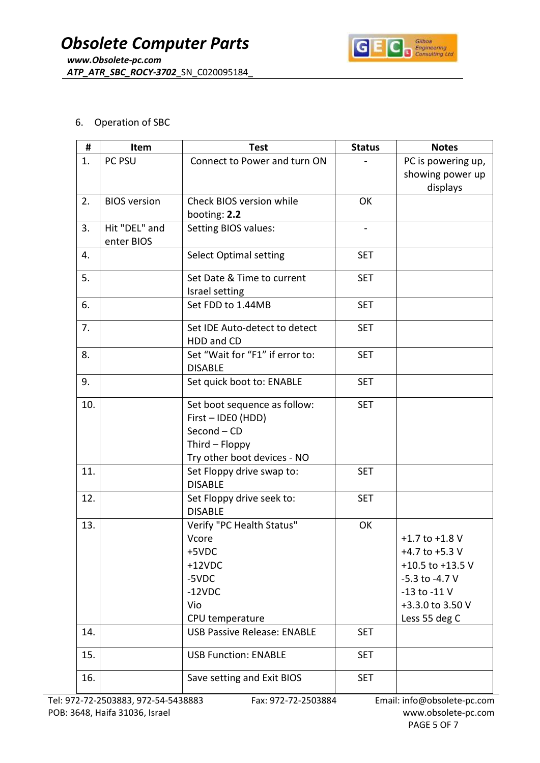6. Operation of SBC

| # | Item | Test | Status | Notes |
|---|---|---|---|---|
| 1. | PC PSU | Connect to Power and turn ON | - | PC is powering up, showing power up displays |
| 2. | BIOS version | Check BIOS version while booting: **2.2** | OK | |
| 3. | Hit "DEL" and enter BIOS | Setting BIOS values: | - | |
| 4. | | Select Optimal setting | SET | |
| 5. | | Set Date & Time to current Israel setting | SET | |
| 6. | | Set FDD to 1.44MB | SET | |
| 7. | | Set IDE Auto-detect to detect HDD and CD | SET | |
| 8. | | Set "Wait for "F1" if error to: DISABLE | SET | |
| 9. | | Set quick boot to: ENABLE | SET | |
| 10. | | Set boot sequence as follow:<br>First – IDE0 (HDD)<br>Second – CD<br>Third – Floppy<br>Try other boot devices - NO | SET | |
| 11. | | Set Floppy drive swap to: DISABLE | SET | |
| 12. | | Set Floppy drive seek to: DISABLE | SET | |
| 13. | | Verify "PC Health Status"<br>Vcore<br>+5VDC<br>+12VDC<br>-5VDC<br>-12VDC<br>Vio<br>CPU temperature | OK | <br>+1.7 to +1.8 V<br>+4.7 to +5.3 V<br>+10.5 to +13.5 V<br>-5.3 to -4.7 V<br>-13 to -11 V<br>+3.3.0 to 3.50 V<br>Less 55 deg C |
| 14. | | USB Passive Release: ENABLE | SET | |
| 15. | | USB Function: ENABLE | SET | |
| 16. | | Save setting and Exit BIOS | SET | |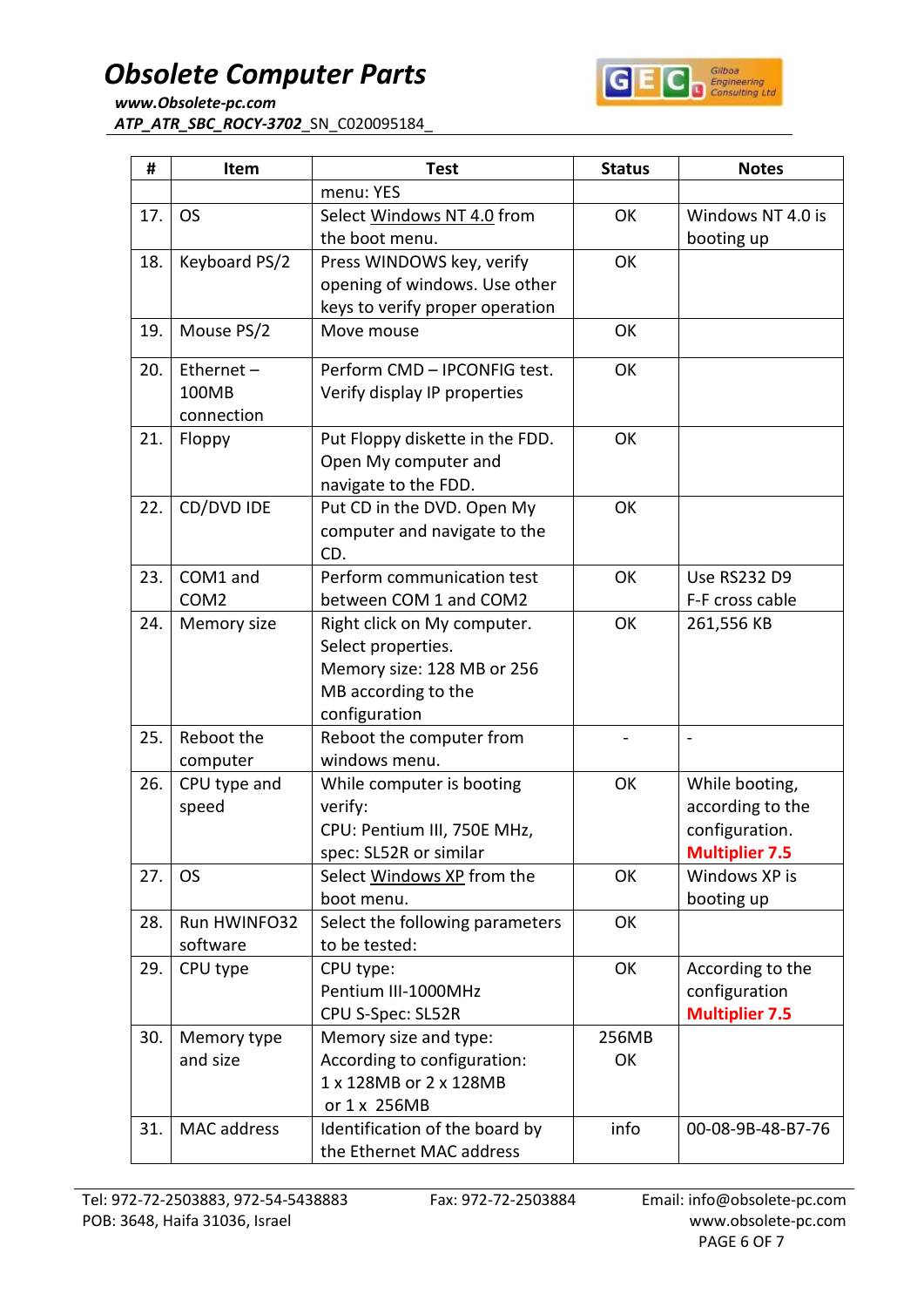| # | Item | Test | Status | Notes |
|---|---|---|---|---|
| | | menu: YES | | |
| 17. | OS | Select Windows NT 4.0 from the boot menu. | OK | Windows NT 4.0 is booting up |
| 18. | Keyboard PS/2 | Press WINDOWS key, verify opening of windows. Use other keys to verify proper operation | OK | |
| 19. | Mouse PS/2 | Move mouse | OK | |
| 20. | Ethernet – 100MB connection | Perform CMD – IPCONFIG test. Verify display IP properties | OK | |
| 21. | Floppy | Put Floppy diskette in the FDD. Open My computer and navigate to the FDD. | OK | |
| 22. | CD/DVD IDE | Put CD in the DVD. Open My computer and navigate to the CD. | OK | |
| 23. | COM1 and COM2 | Perform communication test between COM 1 and COM2 | OK | Use RS232 D9 F-F cross cable |
| 24. | Memory size | Right click on My computer. Select properties. Memory size: 128 MB or 256 MB according to the configuration | OK | 261,556 KB |
| 25. | Reboot the computer | Reboot the computer from windows menu. | - | - |
| 26. | CPU type and speed | While computer is booting verify: CPU: Pentium III, 750E MHz, spec: SL52R or similar | OK | While booting, according to the configuration. **Multiplier 7.5** |
| 27. | OS | Select Windows XP from the boot menu. | OK | Windows XP is booting up |
| 28. | Run HWINFO32 software | Select the following parameters to be tested: | OK | |
| 29. | CPU type | CPU type: Pentium III-1000MHz CPU S-Spec: SL52R | OK | According to the configuration **Multiplier 7.5** |
| 30. | Memory type and size | Memory size and type: According to configuration: 1 x 128MB or 2 x 128MB or 1 x 256MB | 256MB OK | |
| 31. | MAC address | Identification of the board by the Ethernet MAC address | info | 00-08-9B-48-B7-76 |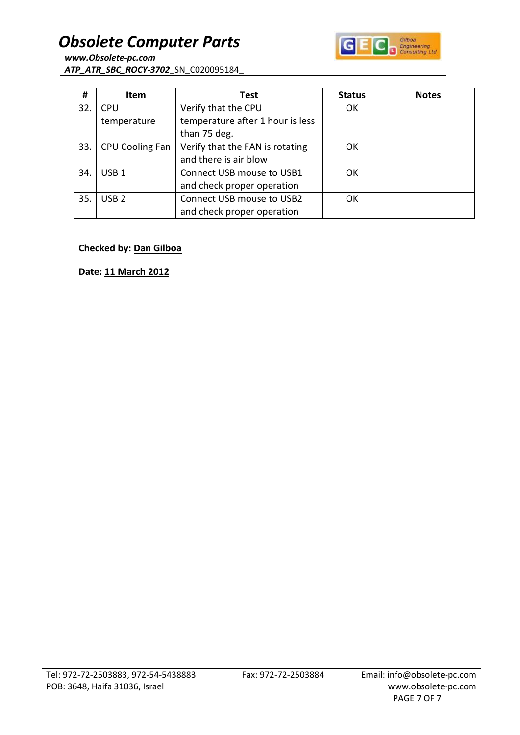| # | Item | Test | Status | Notes |
|---|---|---|---|---|
| 32. | CPU temperature | Verify that the CPU temperature after 1 hour is less than 75 deg. | OK | |
| 33. | CPU Cooling Fan | Verify that the FAN is rotating and there is air blow | OK | |
| 34. | USB 1 | Connect USB mouse to USB1 and check proper operation | OK | |
| 35. | USB 2 | Connect USB mouse to USB2 and check proper operation | OK | |

**Checked by: Dan Gilboa**

**Date: 11 March 2012**